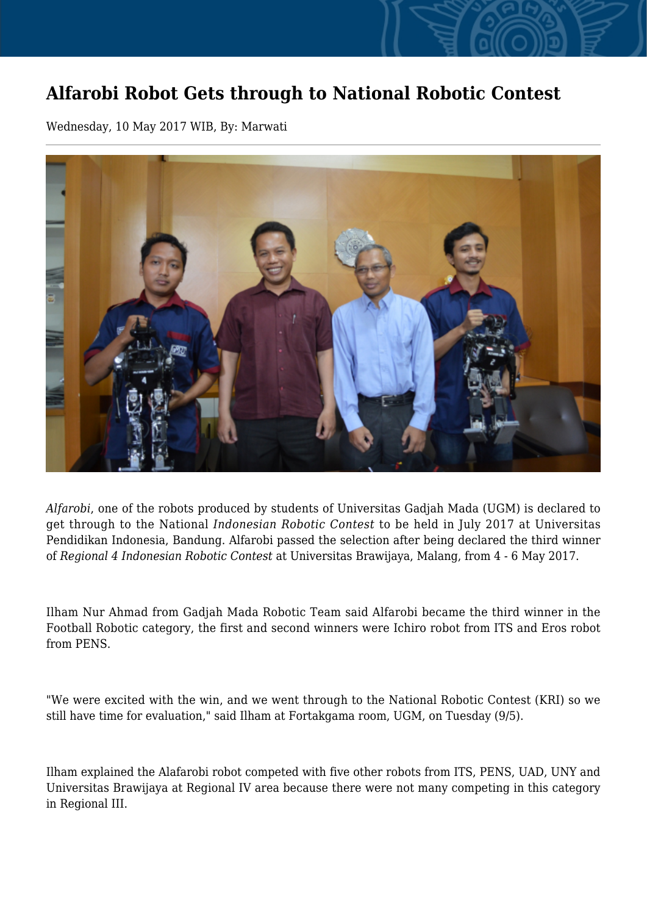# Alfarobi Robot Gets through to National Robotic Contest

Wednesday, 10 May 2017 WIB, By: Marwati

---

*Alfarobi*, one of the robots produced by students of Universitas Gadjah Mada (UGM) is declared to get through to the National *Indonesian Robotic Contest* to be held in July 2017 at Universitas Pendidikan Indonesia, Bandung. Alfarobi passed the selection after being declared the third winner of *Regional 4 Indonesian Robotic Contest* at Universitas Brawijaya, Malang, from 4 - 6 May 2017.

Ilham Nur Ahmad from Gadjah Mada Robotic Team said Alfarobi became the third winner in the Football Robotic category, the first and second winners were Ichiro robot from ITS and Eros robot from PENS.

"We were excited with the win, and we went through to the National Robotic Contest (KRI) so we still have time for evaluation," said Ilham at Fortakgama room, UGM, on Tuesday (9/5).

Ilham explained the Alafarobi robot competed with five other robots from ITS, PENS, UAD, UNY and Universitas Brawijaya at Regional IV area because there were not many competing in this category in Regional III.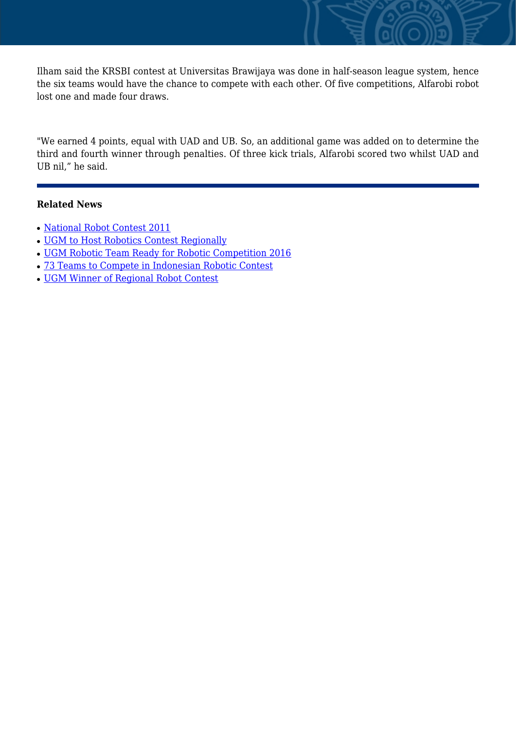Ilham said the KRSBI contest at Universitas Brawijaya was done in half-season league system, hence the six teams would have the chance to compete with each other. Of five competitions, Alfarobi robot lost one and made four draws.

"We earned 4 points, equal with UAD and UB. So, an additional game was added on to determine the third and fourth winner through penalties. Of three kick trials, Alfarobi scored two whilst UAD and UB nil," he said.

---

**Related News**

- National Robot Contest 2011
- UGM to Host Robotics Contest Regionally
- UGM Robotic Team Ready for Robotic Competition 2016
- 73 Teams to Compete in Indonesian Robotic Contest
- UGM Winner of Regional Robot Contest